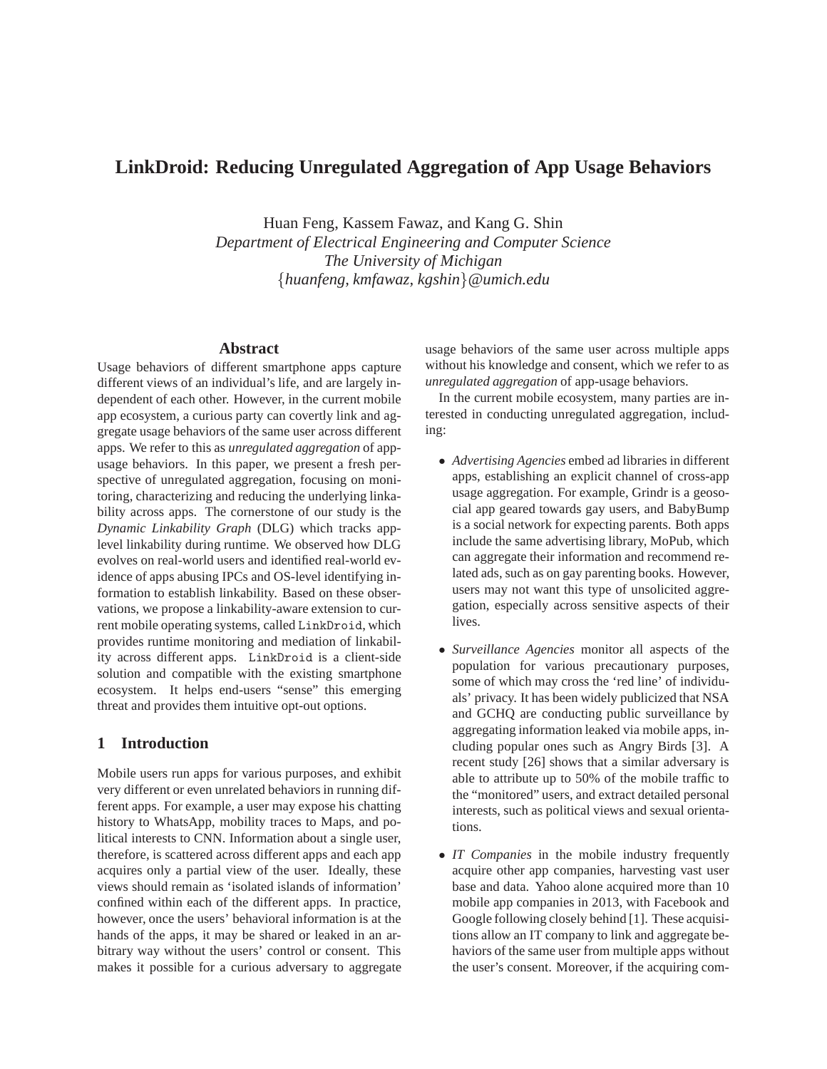# LinkDroid: Reducing Unregulated Aggregation of App Usage Behaviors

Huan Feng, Kassem Fawaz, and Kang G. Shin
*Department of Electrical Engineering and Computer Science*
*The University of Michigan*
{*huanfeng, kmfawaz, kgshin*}*@umich.edu*

## Abstract

Usage behaviors of different smartphone apps capture different views of an individual's life, and are largely independent of each other. However, in the current mobile app ecosystem, a curious party can covertly link and aggregate usage behaviors of the same user across different apps. We refer to this as *unregulated aggregation* of app-usage behaviors. In this paper, we present a fresh perspective of unregulated aggregation, focusing on monitoring, characterizing and reducing the underlying linkability across apps. The cornerstone of our study is the *Dynamic Linkability Graph* (DLG) which tracks app-level linkability during runtime. We observed how DLG evolves on real-world users and identified real-world evidence of apps abusing IPCs and OS-level identifying information to establish linkability. Based on these observations, we propose a linkability-aware extension to current mobile operating systems, called `LinkDroid`, which provides runtime monitoring and mediation of linkability across different apps. `LinkDroid` is a client-side solution and compatible with the existing smartphone ecosystem. It helps end-users "sense" this emerging threat and provides them intuitive opt-out options.

## 1 Introduction

Mobile users run apps for various purposes, and exhibit very different or even unrelated behaviors in running different apps. For example, a user may expose his chatting history to WhatsApp, mobility traces to Maps, and political interests to CNN. Information about a single user, therefore, is scattered across different apps and each app acquires only a partial view of the user. Ideally, these views should remain as 'isolated islands of information' confined within each of the different apps. In practice, however, once the users' behavioral information is at the hands of the apps, it may be shared or leaked in an arbitrary way without the users' control or consent. This makes it possible for a curious adversary to aggregate usage behaviors of the same user across multiple apps without his knowledge and consent, which we refer to as *unregulated aggregation* of app-usage behaviors.

In the current mobile ecosystem, many parties are interested in conducting unregulated aggregation, including:

- *Advertising Agencies* embed ad libraries in different apps, establishing an explicit channel of cross-app usage aggregation. For example, Grindr is a geosocial app geared towards gay users, and BabyBump is a social network for expecting parents. Both apps include the same advertising library, MoPub, which can aggregate their information and recommend related ads, such as on gay parenting books. However, users may not want this type of unsolicited aggregation, especially across sensitive aspects of their lives.
- *Surveillance Agencies* monitor all aspects of the population for various precautionary purposes, some of which may cross the 'red line' of individuals' privacy. It has been widely publicized that NSA and GCHQ are conducting public surveillance by aggregating information leaked via mobile apps, including popular ones such as Angry Birds [3]. A recent study [26] shows that a similar adversary is able to attribute up to 50% of the mobile traffic to the "monitored" users, and extract detailed personal interests, such as political views and sexual orientations.
- *IT Companies* in the mobile industry frequently acquire other app companies, harvesting vast user base and data. Yahoo alone acquired more than 10 mobile app companies in 2013, with Facebook and Google following closely behind [1]. These acquisitions allow an IT company to link and aggregate behaviors of the same user from multiple apps without the user's consent. Moreover, if the acquiring com-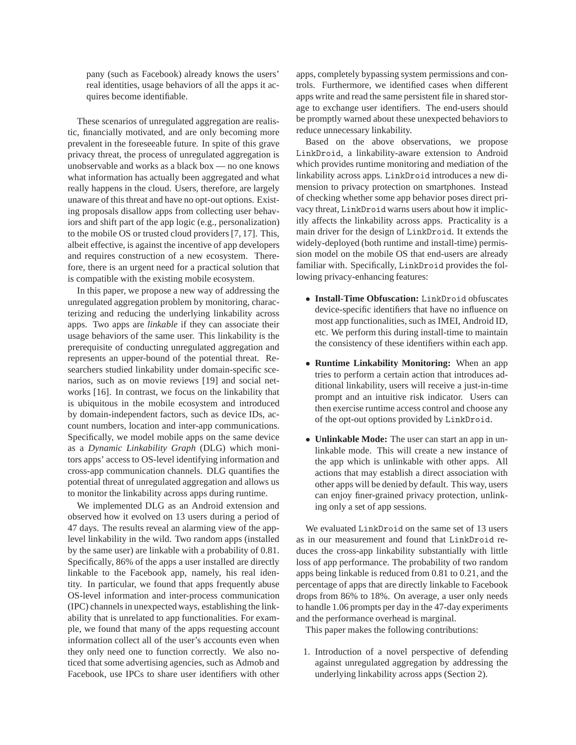pany (such as Facebook) already knows the users' real identities, usage behaviors of all the apps it acquires become identifiable.

These scenarios of unregulated aggregation are realistic, financially motivated, and are only becoming more prevalent in the foreseeable future. In spite of this grave privacy threat, the process of unregulated aggregation is unobservable and works as a black box — no one knows what information has actually been aggregated and what really happens in the cloud. Users, therefore, are largely unaware of this threat and have no opt-out options. Existing proposals disallow apps from collecting user behaviors and shift part of the app logic (e.g., personalization) to the mobile OS or trusted cloud providers [7, 17]. This, albeit effective, is against the incentive of app developers and requires construction of a new ecosystem. Therefore, there is an urgent need for a practical solution that is compatible with the existing mobile ecosystem.

In this paper, we propose a new way of addressing the unregulated aggregation problem by monitoring, characterizing and reducing the underlying linkability across apps. Two apps are *linkable* if they can associate their usage behaviors of the same user. This linkability is the prerequisite of conducting unregulated aggregation and represents an upper-bound of the potential threat. Researchers studied linkability under domain-specific scenarios, such as on movie reviews [19] and social networks [16]. In contrast, we focus on the linkability that is ubiquitous in the mobile ecosystem and introduced by domain-independent factors, such as device IDs, account numbers, location and inter-app communications. Specifically, we model mobile apps on the same device as a *Dynamic Linkability Graph* (DLG) which monitors apps' access to OS-level identifying information and cross-app communication channels. DLG quantifies the potential threat of unregulated aggregation and allows us to monitor the linkability across apps during runtime.

We implemented DLG as an Android extension and observed how it evolved on 13 users during a period of 47 days. The results reveal an alarming view of the app-level linkability in the wild. Two random apps (installed by the same user) are linkable with a probability of 0.81. Specifically, 86% of the apps a user installed are directly linkable to the Facebook app, namely, his real identity. In particular, we found that apps frequently abuse OS-level information and inter-process communication (IPC) channels in unexpected ways, establishing the linkability that is unrelated to app functionalities. For example, we found that many of the apps requesting account information collect all of the user's accounts even when they only need one to function correctly. We also noticed that some advertising agencies, such as Admob and Facebook, use IPCs to share user identifiers with other apps, completely bypassing system permissions and controls. Furthermore, we identified cases when different apps write and read the same persistent file in shared storage to exchange user identifiers. The end-users should be promptly warned about these unexpected behaviors to reduce unnecessary linkability.

Based on the above observations, we propose LinkDroid, a linkability-aware extension to Android which provides runtime monitoring and mediation of the linkability across apps. LinkDroid introduces a new dimension to privacy protection on smartphones. Instead of checking whether some app behavior poses direct privacy threat, LinkDroid warns users about how it implicitly affects the linkability across apps. Practicality is a main driver for the design of LinkDroid. It extends the widely-deployed (both runtime and install-time) permission model on the mobile OS that end-users are already familiar with. Specifically, LinkDroid provides the following privacy-enhancing features:

- **Install-Time Obfuscation:** LinkDroid obfuscates device-specific identifiers that have no influence on most app functionalities, such as IMEI, Android ID, etc. We perform this during install-time to maintain the consistency of these identifiers within each app.
- **Runtime Linkability Monitoring:** When an app tries to perform a certain action that introduces additional linkability, users will receive a just-in-time prompt and an intuitive risk indicator. Users can then exercise runtime access control and choose any of the opt-out options provided by LinkDroid.
- **Unlinkable Mode:** The user can start an app in unlinkable mode. This will create a new instance of the app which is unlinkable with other apps. All actions that may establish a direct association with other apps will be denied by default. This way, users can enjoy finer-grained privacy protection, unlinking only a set of app sessions.

We evaluated LinkDroid on the same set of 13 users as in our measurement and found that LinkDroid reduces the cross-app linkability substantially with little loss of app performance. The probability of two random apps being linkable is reduced from 0.81 to 0.21, and the percentage of apps that are directly linkable to Facebook drops from 86% to 18%. On average, a user only needs to handle 1.06 prompts per day in the 47-day experiments and the performance overhead is marginal.

This paper makes the following contributions:

1. Introduction of a novel perspective of defending against unregulated aggregation by addressing the underlying linkability across apps (Section 2).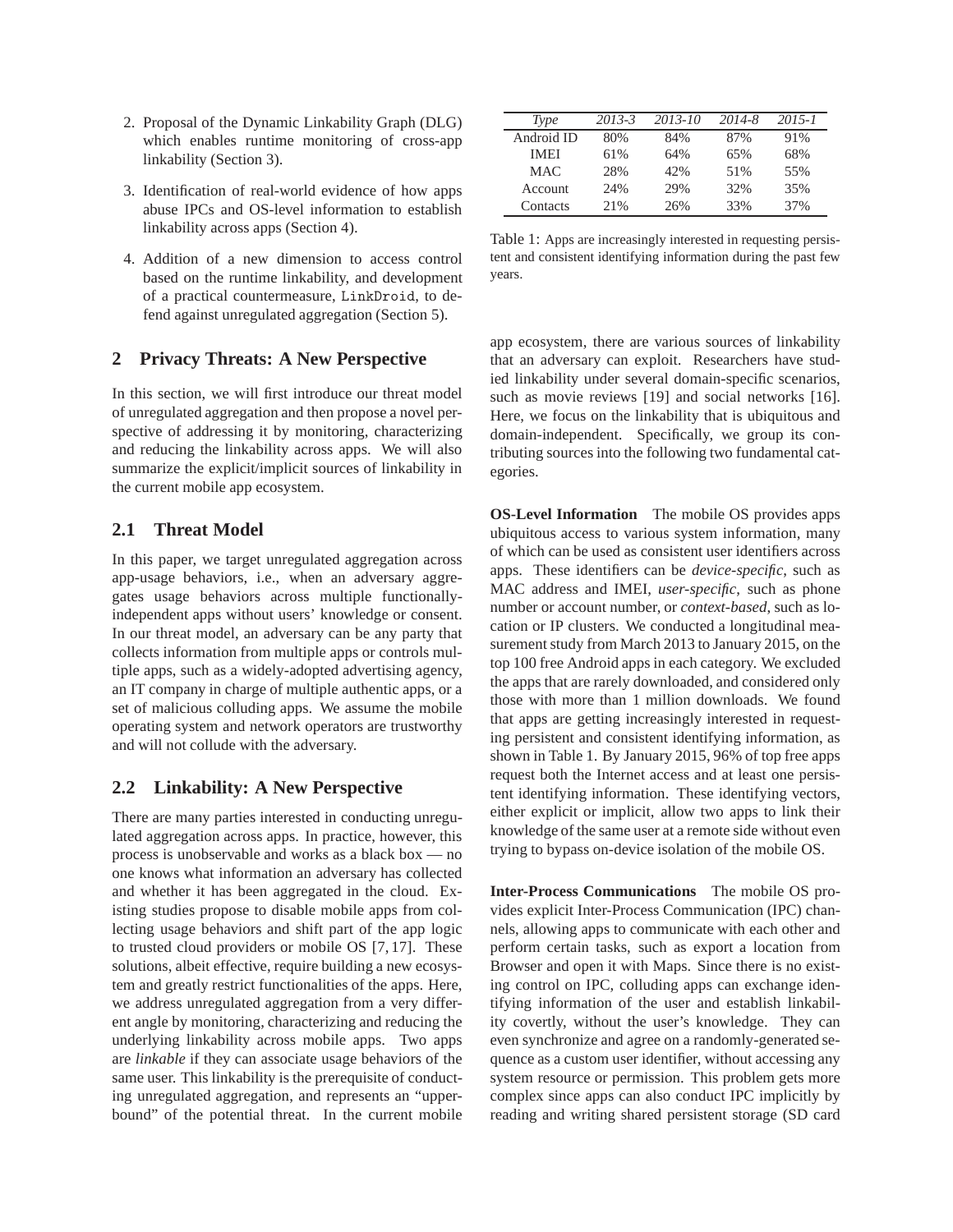2. Proposal of the Dynamic Linkability Graph (DLG) which enables runtime monitoring of cross-app linkability (Section 3).

3. Identification of real-world evidence of how apps abuse IPCs and OS-level information to establish linkability across apps (Section 4).

4. Addition of a new dimension to access control based on the runtime linkability, and development of a practical countermeasure, LinkDroid, to defend against unregulated aggregation (Section 5).

## 2 Privacy Threats: A New Perspective

In this section, we will first introduce our threat model of unregulated aggregation and then propose a novel perspective of addressing it by monitoring, characterizing and reducing the linkability across apps. We will also summarize the explicit/implicit sources of linkability in the current mobile app ecosystem.

### 2.1 Threat Model

In this paper, we target unregulated aggregation across app-usage behaviors, i.e., when an adversary aggregates usage behaviors across multiple functionally-independent apps without users' knowledge or consent. In our threat model, an adversary can be any party that collects information from multiple apps or controls multiple apps, such as a widely-adopted advertising agency, an IT company in charge of multiple authentic apps, or a set of malicious colluding apps. We assume the mobile operating system and network operators are trustworthy and will not collude with the adversary.

### 2.2 Linkability: A New Perspective

There are many parties interested in conducting unregulated aggregation across apps. In practice, however, this process is unobservable and works as a black box — no one knows what information an adversary has collected and whether it has been aggregated in the cloud. Existing studies propose to disable mobile apps from collecting usage behaviors and shift part of the app logic to trusted cloud providers or mobile OS [7, 17]. These solutions, albeit effective, require building a new ecosystem and greatly restrict functionalities of the apps. Here, we address unregulated aggregation from a very different angle by monitoring, characterizing and reducing the underlying linkability across mobile apps. Two apps are *linkable* if they can associate usage behaviors of the same user. This linkability is the prerequisite of conducting unregulated aggregation, and represents an "upper-bound" of the potential threat. In the current mobile app ecosystem, there are various sources of linkability that an adversary can exploit. Researchers have studied linkability under several domain-specific scenarios, such as movie reviews [19] and social networks [16]. Here, we focus on the linkability that is ubiquitous and domain-independent. Specifically, we group its contributing sources into the following two fundamental categories.

| *Type* | *2013-3* | *2013-10* | *2014-8* | *2015-1* |
|---|---|---|---|---|
| Android ID | 80% | 84% | 87% | 91% |
| IMEI | 61% | 64% | 65% | 68% |
| MAC | 28% | 42% | 51% | 55% |
| Account | 24% | 29% | 32% | 35% |
| Contacts | 21% | 26% | 33% | 37% |

Table 1: Apps are increasingly interested in requesting persistent and consistent identifying information during the past few years.

**OS-Level Information** The mobile OS provides apps ubiquitous access to various system information, many of which can be used as consistent user identifiers across apps. These identifiers can be *device-specific*, such as MAC address and IMEI, *user-specific*, such as phone number or account number, or *context-based*, such as location or IP clusters. We conducted a longitudinal measurement study from March 2013 to January 2015, on the top 100 free Android apps in each category. We excluded the apps that are rarely downloaded, and considered only those with more than 1 million downloads. We found that apps are getting increasingly interested in requesting persistent and consistent identifying information, as shown in Table 1. By January 2015, 96% of top free apps request both the Internet access and at least one persistent identifying information. These identifying vectors, either explicit or implicit, allow two apps to link their knowledge of the same user at a remote side without even trying to bypass on-device isolation of the mobile OS.

**Inter-Process Communications** The mobile OS provides explicit Inter-Process Communication (IPC) channels, allowing apps to communicate with each other and perform certain tasks, such as export a location from Browser and open it with Maps. Since there is no existing control on IPC, colluding apps can exchange identifying information of the user and establish linkability covertly, without the user's knowledge. They can even synchronize and agree on a randomly-generated sequence as a custom user identifier, without accessing any system resource or permission. This problem gets more complex since apps can also conduct IPC implicitly by reading and writing shared persistent storage (SD card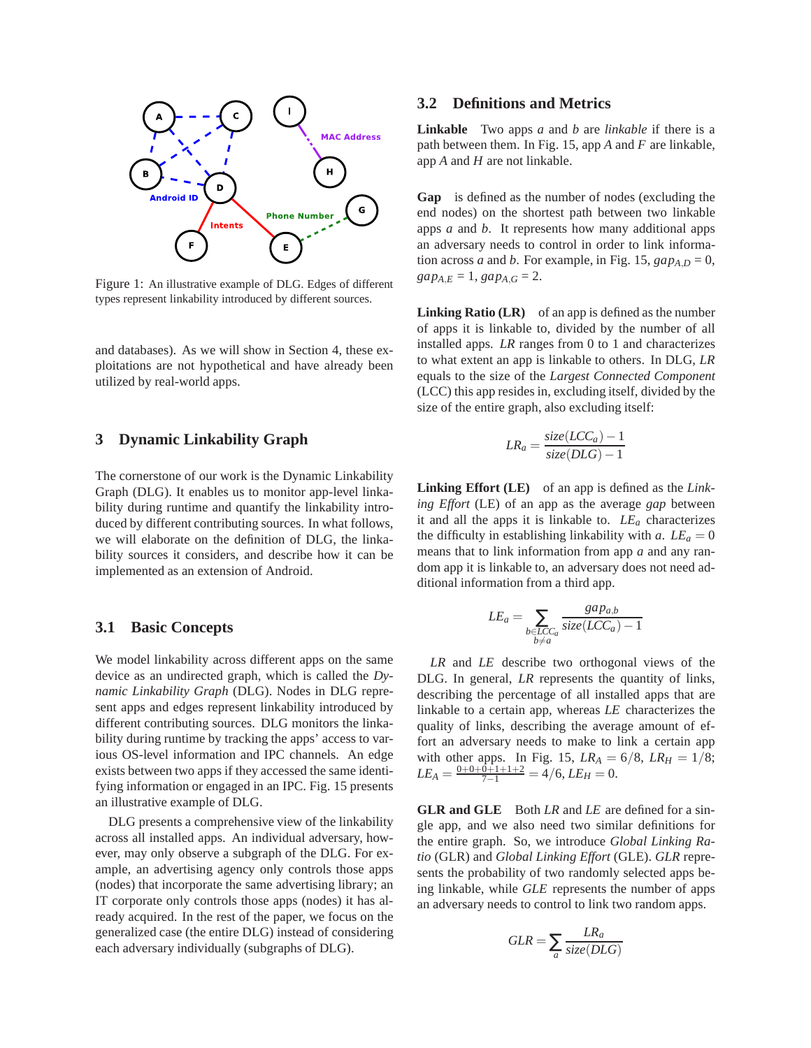Figure 1: An illustrative example of DLG. Edges of different types represent linkability introduced by different sources.

and databases). As we will show in Section 4, these exploitations are not hypothetical and have already been utilized by real-world apps.

## 3 Dynamic Linkability Graph

The cornerstone of our work is the Dynamic Linkability Graph (DLG). It enables us to monitor app-level linkability during runtime and quantify the linkability introduced by different contributing sources. In what follows, we will elaborate on the definition of DLG, the linkability sources it considers, and describe how it can be implemented as an extension of Android.

### 3.1 Basic Concepts

We model linkability across different apps on the same device as an undirected graph, which is called the *Dynamic Linkability Graph* (DLG). Nodes in DLG represent apps and edges represent linkability introduced by different contributing sources. DLG monitors the linkability during runtime by tracking the apps' access to various OS-level information and IPC channels. An edge exists between two apps if they accessed the same identifying information or engaged in an IPC. Fig. 15 presents an illustrative example of DLG.

DLG presents a comprehensive view of the linkability across all installed apps. An individual adversary, however, may only observe a subgraph of the DLG. For example, an advertising agency only controls those apps (nodes) that incorporate the same advertising library; an IT corporate only controls those apps (nodes) it has already acquired. In the rest of the paper, we focus on the generalized case (the entire DLG) instead of considering each adversary individually (subgraphs of DLG).

### 3.2 Definitions and Metrics

**Linkable** Two apps $a$ and $b$ are *linkable* if there is a path between them. In Fig. 15, app $A$ and $F$ are linkable, app $A$ and $H$ are not linkable.

**Gap** is defined as the number of nodes (excluding the end nodes) on the shortest path between two linkable apps $a$ and $b$. It represents how many additional apps an adversary needs to control in order to link information across $a$ and $b$. For example, in Fig. 15, $gap_{A,D} = 0$, $gap_{A,E} = 1$, $gap_{A,G} = 2$.

**Linking Ratio (LR)** of an app is defined as the number of apps it is linkable to, divided by the number of all installed apps. $LR$ ranges from 0 to 1 and characterizes to what extent an app is linkable to others. In DLG, $LR$ equals to the size of the *Largest Connected Component* (LCC) this app resides in, excluding itself, divided by the size of the entire graph, also excluding itself:

$$LR_a = \frac{size(LCC_a) - 1}{size(DLG) - 1}$$

**Linking Effort (LE)** of an app is defined as the *Linking Effort* (LE) of an app as the average *gap* between it and all the apps it is linkable to. $LE_a$ characterizes the difficulty in establishing linkability with $a$. $LE_a = 0$ means that to link information from app $a$ and any random app it is linkable to, an adversary does not need additional information from a third app.

$$LE_a = \sum_{\substack{b \in LCC_a \\ b \neq a}} \frac{gap_{a,b}}{size(LCC_a) - 1}$$

$LR$ and $LE$ describe two orthogonal views of the DLG. In general, $LR$ represents the quantity of links, describing the percentage of all installed apps that are linkable to a certain app, whereas $LE$ characterizes the quality of links, describing the average amount of effort an adversary needs to make to link a certain app with other apps. In Fig. 15, $LR_A = 6/8$, $LR_H = 1/8$; $LE_A = \frac{0+0+0+1+1+2}{7-1} = 4/6$, $LE_H = 0$.

**GLR and GLE** Both $LR$ and $LE$ are defined for a single app, and we also need two similar definitions for the entire graph. So, we introduce *Global Linking Ratio* (GLR) and *Global Linking Effort* (GLE). $GLR$ represents the probability of two randomly selected apps being linkable, while $GLE$ represents the number of apps an adversary needs to control to link two random apps.

$$GLR = \sum_{a} \frac{LR_a}{size(DLG)}$$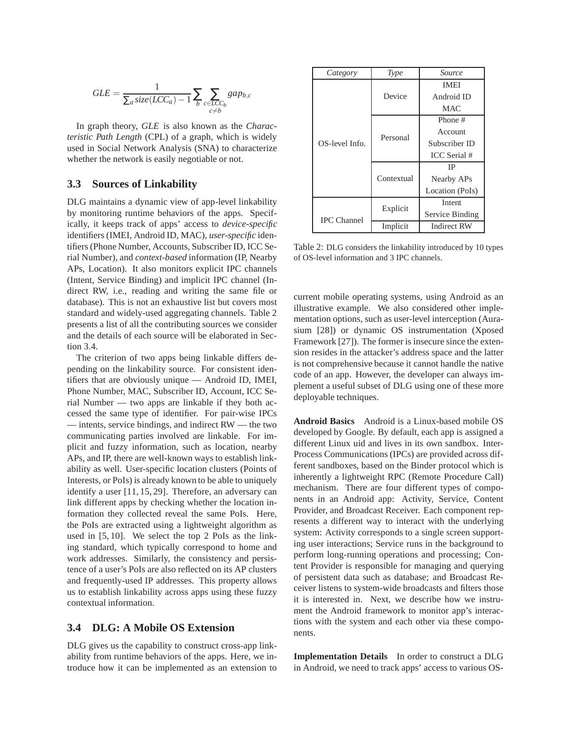$$GLE = \frac{1}{\sum_a size(LCC_a) - 1} \sum_b \sum_{\substack{c \in LCC_b \\ c \neq b}} gap_{b,c}$$

In graph theory, *GLE* is also known as the *Characteristic Path Length* (CPL) of a graph, which is widely used in Social Network Analysis (SNA) to characterize whether the network is easily negotiable or not.

## 3.3 Sources of Linkability

DLG maintains a dynamic view of app-level linkability by monitoring runtime behaviors of the apps. Specifically, it keeps track of apps' access to *device-specific* identifiers (IMEI, Android ID, MAC), *user-specific* identifiers (Phone Number, Accounts, Subscriber ID, ICC Serial Number), and *context-based* information (IP, Nearby APs, Location). It also monitors explicit IPC channels (Intent, Service Binding) and implicit IPC channel (Indirect RW, i.e., reading and writing the same file or database). This is not an exhaustive list but covers most standard and widely-used aggregating channels. Table 2 presents a list of all the contributing sources we consider and the details of each source will be elaborated in Section 3.4.

The criterion of two apps being linkable differs depending on the linkability source. For consistent identifiers that are obviously unique — Android ID, IMEI, Phone Number, MAC, Subscriber ID, Account, ICC Serial Number — two apps are linkable if they both accessed the same type of identifier. For pair-wise IPCs — intents, service bindings, and indirect RW — the two communicating parties involved are linkable. For implicit and fuzzy information, such as location, nearby APs, and IP, there are well-known ways to establish linkability as well. User-specific location clusters (Points of Interests, or PoIs) is already known to be able to uniquely identify a user [11, 15, 29]. Therefore, an adversary can link different apps by checking whether the location information they collected reveal the same PoIs. Here, the PoIs are extracted using a lightweight algorithm as used in [5, 10]. We select the top 2 PoIs as the linking standard, which typically correspond to home and work addresses. Similarly, the consistency and persistence of a user's PoIs are also reflected on its AP clusters and frequently-used IP addresses. This property allows us to establish linkability across apps using these fuzzy contextual information.

| *Category* | *Type* | *Source* |
|---|---|---|
| OS-level Info. | Device | IMEI |
| | | Android ID |
| | | MAC |
| | Personal | Phone # |
| | | Account |
| | | Subscriber ID |
| | | ICC Serial # |
| | Contextual | IP |
| | | Nearby APs |
| | | Location (PoIs) |
| IPC Channel | Explicit | Intent |
| | | Service Binding |
| | Implicit | Indirect RW |

Table 2: DLG considers the linkability introduced by 10 types of OS-level information and 3 IPC channels.

## 3.4 DLG: A Mobile OS Extension

DLG gives us the capability to construct cross-app linkability from runtime behaviors of the apps. Here, we introduce how it can be implemented as an extension to current mobile operating systems, using Android as an illustrative example. We also considered other implementation options, such as user-level interception (Aurasium [28]) or dynamic OS instrumentation (Xposed Framework [27]). The former is insecure since the extension resides in the attacker's address space and the latter is not comprehensive because it cannot handle the native code of an app. However, the developer can always implement a useful subset of DLG using one of these more deployable techniques.

**Android Basics** Android is a Linux-based mobile OS developed by Google. By default, each app is assigned a different Linux uid and lives in its own sandbox. Inter-Process Communications (IPCs) are provided across different sandboxes, based on the Binder protocol which is inherently a lightweight RPC (Remote Procedure Call) mechanism. There are four different types of components in an Android app: Activity, Service, Content Provider, and Broadcast Receiver. Each component represents a different way to interact with the underlying system: Activity corresponds to a single screen supporting user interactions; Service runs in the background to perform long-running operations and processing; Content Provider is responsible for managing and querying of persistent data such as database; and Broadcast Receiver listens to system-wide broadcasts and filters those it is interested in. Next, we describe how we instrument the Android framework to monitor app's interactions with the system and each other via these components.

**Implementation Details** In order to construct a DLG in Android, we need to track apps' access to various OS-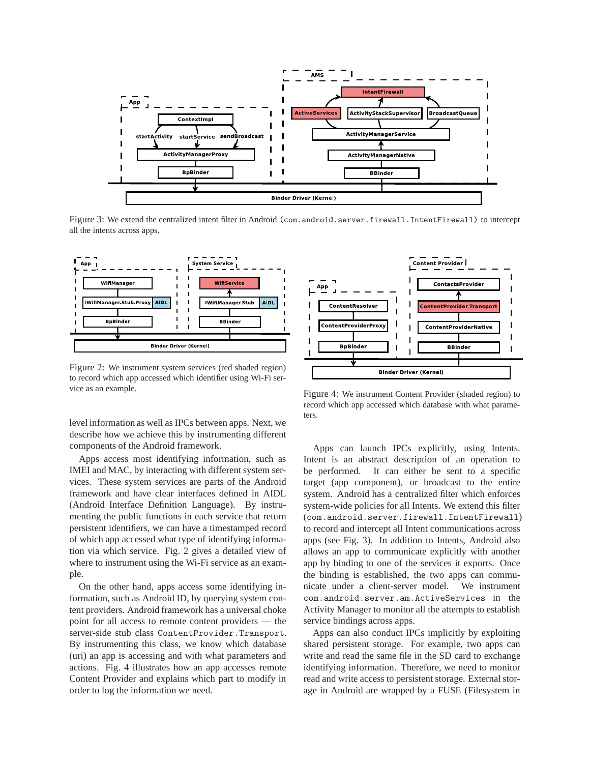Figure 3: We extend the centralized intent filter in Android (com.android.server.firewall.IntentFirewall) to intercept all the intents across apps.

Figure 2: We instrument system services (red shaded region) to record which app accessed which identifier using Wi-Fi service as an example.

Figure 4: We instrument Content Provider (shaded region) to record which app accessed which database with what parameters.

level information as well as IPCs between apps. Next, we describe how we achieve this by instrumenting different components of the Android framework.

Apps access most identifying information, such as IMEI and MAC, by interacting with different system services. These system services are parts of the Android framework and have clear interfaces defined in AIDL (Android Interface Definition Language). By instrumenting the public functions in each service that return persistent identifiers, we can have a timestamped record of which app accessed what type of identifying information via which service. Fig. 2 gives a detailed view of where to instrument using the Wi-Fi service as an example.

On the other hand, apps access some identifying information, such as Android ID, by querying system content providers. Android framework has a universal choke point for all access to remote content providers — the server-side stub class ContentProvider.Transport. By instrumenting this class, we know which database (uri) an app is accessing and with what parameters and actions. Fig. 4 illustrates how an app accesses remote Content Provider and explains which part to modify in order to log the information we need.

Apps can launch IPCs explicitly, using Intents. Intent is an abstract description of an operation to be performed. It can either be sent to a specific target (app component), or broadcast to the entire system. Android has a centralized filter which enforces system-wide policies for all Intents. We extend this filter (com.android.server.firewall.IntentFirewall) to record and intercept all Intent communications across apps (see Fig. 3). In addition to Intents, Android also allows an app to communicate explicitly with another app by binding to one of the services it exports. Once the binding is established, the two apps can communicate under a client-server model. We instrument com.android.server.am.ActiveServices in the Activity Manager to monitor all the attempts to establish service bindings across apps.

Apps can also conduct IPCs implicitly by exploiting shared persistent storage. For example, two apps can write and read the same file in the SD card to exchange identifying information. Therefore, we need to monitor read and write access to persistent storage. External storage in Android are wrapped by a FUSE (Filesystem in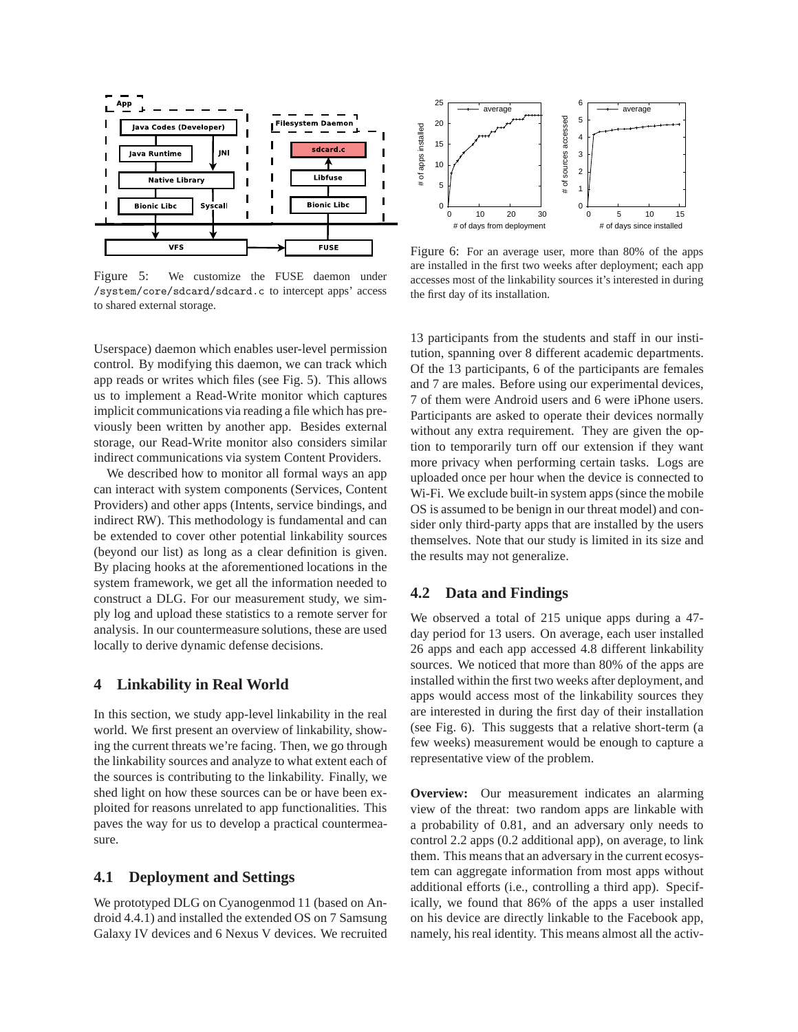Figure 5: We customize the FUSE daemon under `/system/core/sdcard/sdcard.c` to intercept apps' access to shared external storage.

Userspace) daemon which enables user-level permission control. By modifying this daemon, we can track which app reads or writes which files (see Fig. 5). This allows us to implement a Read-Write monitor which captures implicit communications via reading a file which has previously been written by another app. Besides external storage, our Read-Write monitor also considers similar indirect communications via system Content Providers.

We described how to monitor all formal ways an app can interact with system components (Services, Content Providers) and other apps (Intents, service bindings, and indirect RW). This methodology is fundamental and can be extended to cover other potential linkability sources (beyond our list) as long as a clear definition is given. By placing hooks at the aforementioned locations in the system framework, we get all the information needed to construct a DLG. For our measurement study, we simply log and upload these statistics to a remote server for analysis. In our countermeasure solutions, these are used locally to derive dynamic defense decisions.

# 4 Linkability in Real World

In this section, we study app-level linkability in the real world. We first present an overview of linkability, showing the current threats we're facing. Then, we go through the linkability sources and analyze to what extent each of the sources is contributing to the linkability. Finally, we shed light on how these sources can be or have been exploited for reasons unrelated to app functionalities. This paves the way for us to develop a practical countermeasure.

## 4.1 Deployment and Settings

We prototyped DLG on Cyanogenmod 11 (based on Android 4.4.1) and installed the extended OS on 7 Samsung Galaxy IV devices and 6 Nexus V devices. We recruited 13 participants from the students and staff in our institution, spanning over 8 different academic departments. Of the 13 participants, 6 of the participants are females and 7 are males. Before using our experimental devices, 7 of them were Android users and 6 were iPhone users. Participants are asked to operate their devices normally without any extra requirement. They are given the option to temporarily turn off our extension if they want more privacy when performing certain tasks. Logs are uploaded once per hour when the device is connected to Wi-Fi. We exclude built-in system apps (since the mobile OS is assumed to be benign in our threat model) and consider only third-party apps that are installed by the users themselves. Note that our study is limited in its size and the results may not generalize.

Figure 6: For an average user, more than 80% of the apps are installed in the first two weeks after deployment; each app accesses most of the linkability sources it's interested in during the first day of its installation.

## 4.2 Data and Findings

We observed a total of 215 unique apps during a 47-day period for 13 users. On average, each user installed 26 apps and each app accessed 4.8 different linkability sources. We noticed that more than 80% of the apps are installed within the first two weeks after deployment, and apps would access most of the linkability sources they are interested in during the first day of their installation (see Fig. 6). This suggests that a relative short-term (a few weeks) measurement would be enough to capture a representative view of the problem.

**Overview:** Our measurement indicates an alarming view of the threat: two random apps are linkable with a probability of 0.81, and an adversary only needs to control 2.2 apps (0.2 additional app), on average, to link them. This means that an adversary in the current ecosystem can aggregate information from most apps without additional efforts (i.e., controlling a third app). Specifically, we found that 86% of the apps a user installed on his device are directly linkable to the Facebook app, namely, his real identity. This means almost all the activ-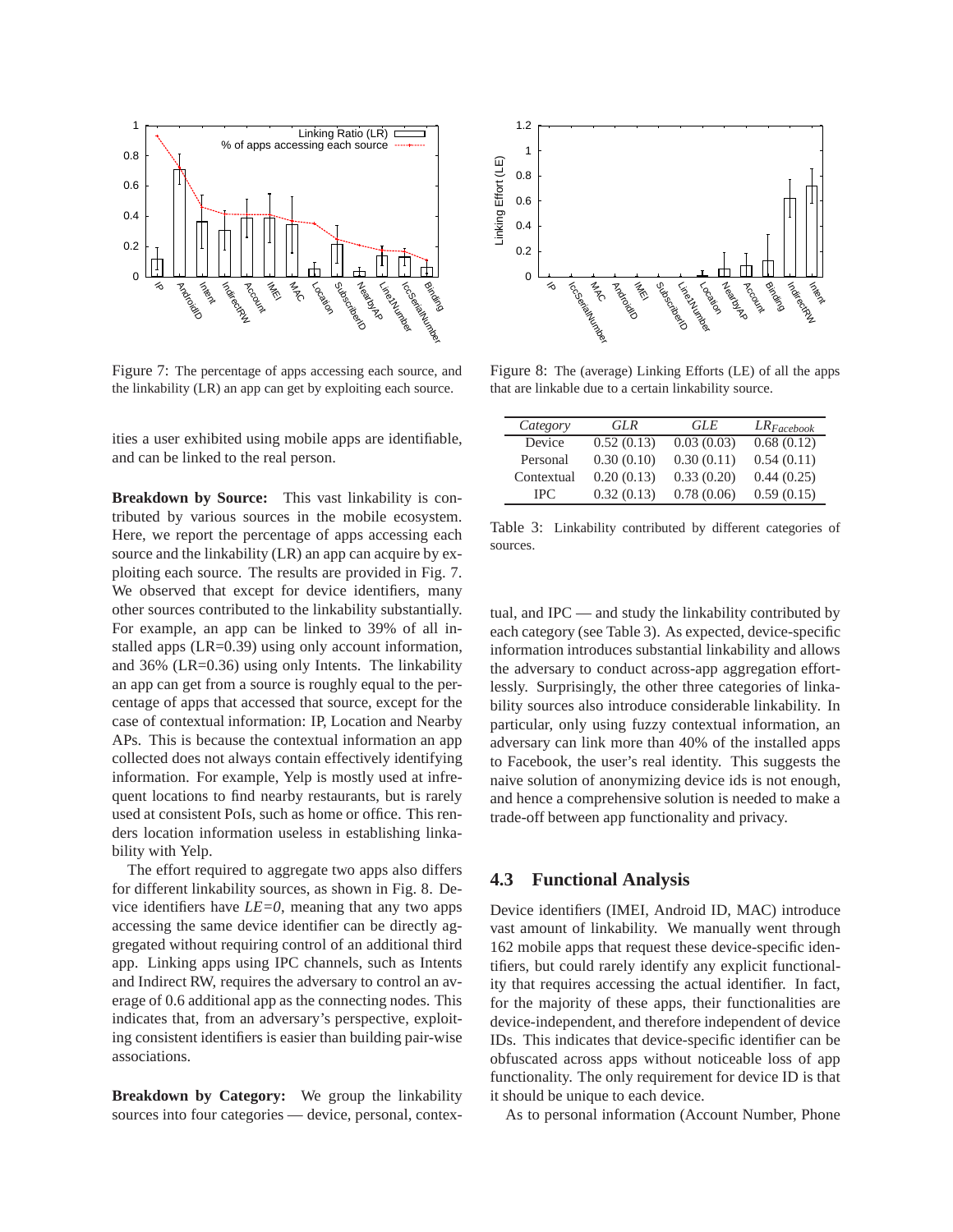Figure 7: The percentage of apps accessing each source, and the linkability (LR) an app can get by exploiting each source.

Figure 8: The (average) Linking Efforts (LE) of all the apps that are linkable due to a certain linkability source.

ities a user exhibited using mobile apps are identifiable, and can be linked to the real person.

**Breakdown by Source:** This vast linkability is contributed by various sources in the mobile ecosystem. Here, we report the percentage of apps accessing each source and the linkability (LR) an app can acquire by exploiting each source. The results are provided in Fig. 7. We observed that except for device identifiers, many other sources contributed to the linkability substantially. For example, an app can be linked to 39% of all installed apps (LR=0.39) using only account information, and 36% (LR=0.36) using only Intents. The linkability an app can get from a source is roughly equal to the percentage of apps that accessed that source, except for the case of contextual information: IP, Location and Nearby APs. This is because the contextual information an app collected does not always contain effectively identifying information. For example, Yelp is mostly used at infrequent locations to find nearby restaurants, but is rarely used at consistent PoIs, such as home or office. This renders location information useless in establishing linkability with Yelp.

The effort required to aggregate two apps also differs for different linkability sources, as shown in Fig. 8. Device identifiers have *LE=0*, meaning that any two apps accessing the same device identifier can be directly aggregated without requiring control of an additional third app. Linking apps using IPC channels, such as Intents and Indirect RW, requires the adversary to control an average of 0.6 additional app as the connecting nodes. This indicates that, from an adversary's perspective, exploiting consistent identifiers is easier than building pair-wise associations.

**Breakdown by Category:** We group the linkability sources into four categories — device, personal, contextual, and IPC — and study the linkability contributed by each category (see Table 3). As expected, device-specific information introduces substantial linkability and allows the adversary to conduct across-app aggregation effortlessly. Surprisingly, the other three categories of linkability sources also introduce considerable linkability. In particular, only using fuzzy contextual information, an adversary can link more than 40% of the installed apps to Facebook, the user's real identity. This suggests the naive solution of anonymizing device ids is not enough, and hence a comprehensive solution is needed to make a trade-off between app functionality and privacy.

| *Category* | *GLR* | *GLE* | $LR_{Facebook}$ |
|---|---|---|---|
| Device | 0.52 (0.13) | 0.03 (0.03) | 0.68 (0.12) |
| Personal | 0.30 (0.10) | 0.30 (0.11) | 0.54 (0.11) |
| Contextual | 0.20 (0.13) | 0.33 (0.20) | 0.44 (0.25) |
| IPC | 0.32 (0.13) | 0.78 (0.06) | 0.59 (0.15) |

Table 3: Linkability contributed by different categories of sources.

### 4.3 Functional Analysis

Device identifiers (IMEI, Android ID, MAC) introduce vast amount of linkability. We manually went through 162 mobile apps that request these device-specific identifiers, but could rarely identify any explicit functionality that requires accessing the actual identifier. In fact, for the majority of these apps, their functionalities are device-independent, and therefore independent of device IDs. This indicates that device-specific identifier can be obfuscated across apps without noticeable loss of app functionality. The only requirement for device ID is that it should be unique to each device.

As to personal information (Account Number, Phone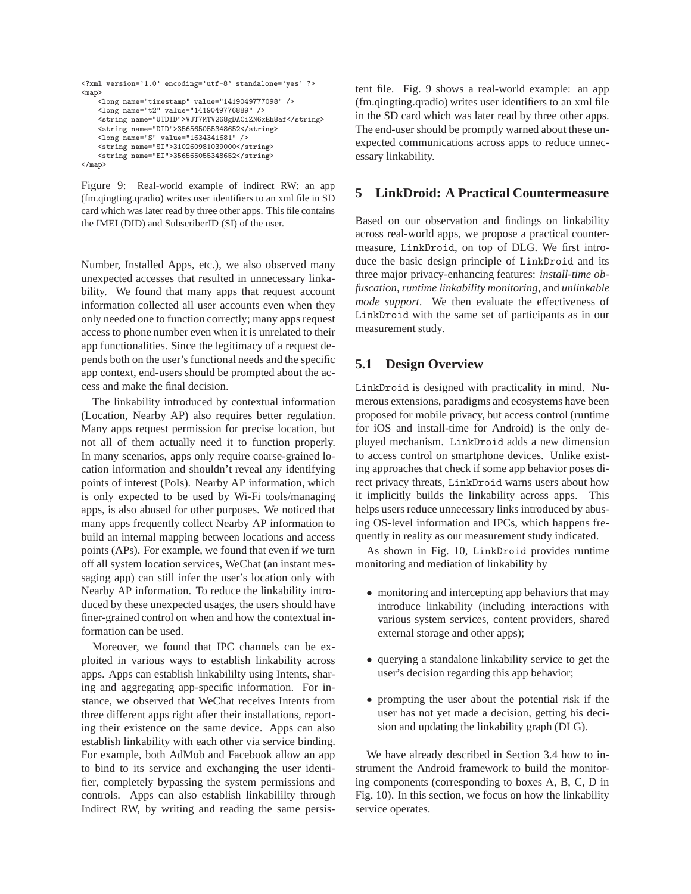```xml
<?xml version='1.0' encoding='utf-8' standalone='yes' ?>
<map>
    <long name="timestamp" value="1419049777098" />
    <long name="t2" value="1419049776889" />
    <string name="UTDID">VJT7MTV268gDACiZN6xEh8af</string>
    <string name="DID">356565055348652</string>
    <long name="S" value="1634341681" />
    <string name="SI">310260981039000</string>
    <string name="EI">356565055348652</string>
</map>
```

Figure 9: Real-world example of indirect RW: an app (fm.qingting.qradio) writes user identifiers to an xml file in SD card which was later read by three other apps. This file contains the IMEI (DID) and SubscriberID (SI) of the user.

Number, Installed Apps, etc.), we also observed many unexpected accesses that resulted in unnecessary linkability. We found that many apps that request account information collected all user accounts even when they only needed one to function correctly; many apps request access to phone number even when it is unrelated to their app functionalities. Since the legitimacy of a request depends both on the user's functional needs and the specific app context, end-users should be prompted about the access and make the final decision.

The linkability introduced by contextual information (Location, Nearby AP) also requires better regulation. Many apps request permission for precise location, but not all of them actually need it to function properly. In many scenarios, apps only require coarse-grained location information and shouldn't reveal any identifying points of interest (PoIs). Nearby AP information, which is only expected to be used by Wi-Fi tools/managing apps, is also abused for other purposes. We noticed that many apps frequently collect Nearby AP information to build an internal mapping between locations and access points (APs). For example, we found that even if we turn off all system location services, WeChat (an instant messaging app) can still infer the user's location only with Nearby AP information. To reduce the linkability introduced by these unexpected usages, the users should have finer-grained control on when and how the contextual information can be used.

Moreover, we found that IPC channels can be exploited in various ways to establish linkability across apps. Apps can establish linkabililty using Intents, sharing and aggregating app-specific information. For instance, we observed that WeChat receives Intents from three different apps right after their installations, reporting their existence on the same device. Apps can also establish linkability with each other via service binding. For example, both AdMob and Facebook allow an app to bind to its service and exchanging the user identifier, completely bypassing the system permissions and controls. Apps can also establish linkabililty through Indirect RW, by writing and reading the same persistent file. Fig. 9 shows a real-world example: an app (fm.qingting.qradio) writes user identifiers to an xml file in the SD card which was later read by three other apps. The end-user should be promptly warned about these unexpected communications across apps to reduce unnecessary linkability.

## 5 LinkDroid: A Practical Countermeasure

Based on our observation and findings on linkability across real-world apps, we propose a practical countermeasure, LinkDroid, on top of DLG. We first introduce the basic design principle of LinkDroid and its three major privacy-enhancing features: *install-time obfuscation*, *runtime linkability monitoring*, and *unlinkable mode support*. We then evaluate the effectiveness of LinkDroid with the same set of participants as in our measurement study.

### 5.1 Design Overview

LinkDroid is designed with practicality in mind. Numerous extensions, paradigms and ecosystems have been proposed for mobile privacy, but access control (runtime for iOS and install-time for Android) is the only deployed mechanism. LinkDroid adds a new dimension to access control on smartphone devices. Unlike existing approaches that check if some app behavior poses direct privacy threats, LinkDroid warns users about how it implicitly builds the linkability across apps. This helps users reduce unnecessary links introduced by abusing OS-level information and IPCs, which happens frequently in reality as our measurement study indicated.

As shown in Fig. 10, LinkDroid provides runtime monitoring and mediation of linkability by

- monitoring and intercepting app behaviors that may introduce linkability (including interactions with various system services, content providers, shared external storage and other apps);
- querying a standalone linkability service to get the user's decision regarding this app behavior;
- prompting the user about the potential risk if the user has not yet made a decision, getting his decision and updating the linkability graph (DLG).

We have already described in Section 3.4 how to instrument the Android framework to build the monitoring components (corresponding to boxes A, B, C, D in Fig. 10). In this section, we focus on how the linkability service operates.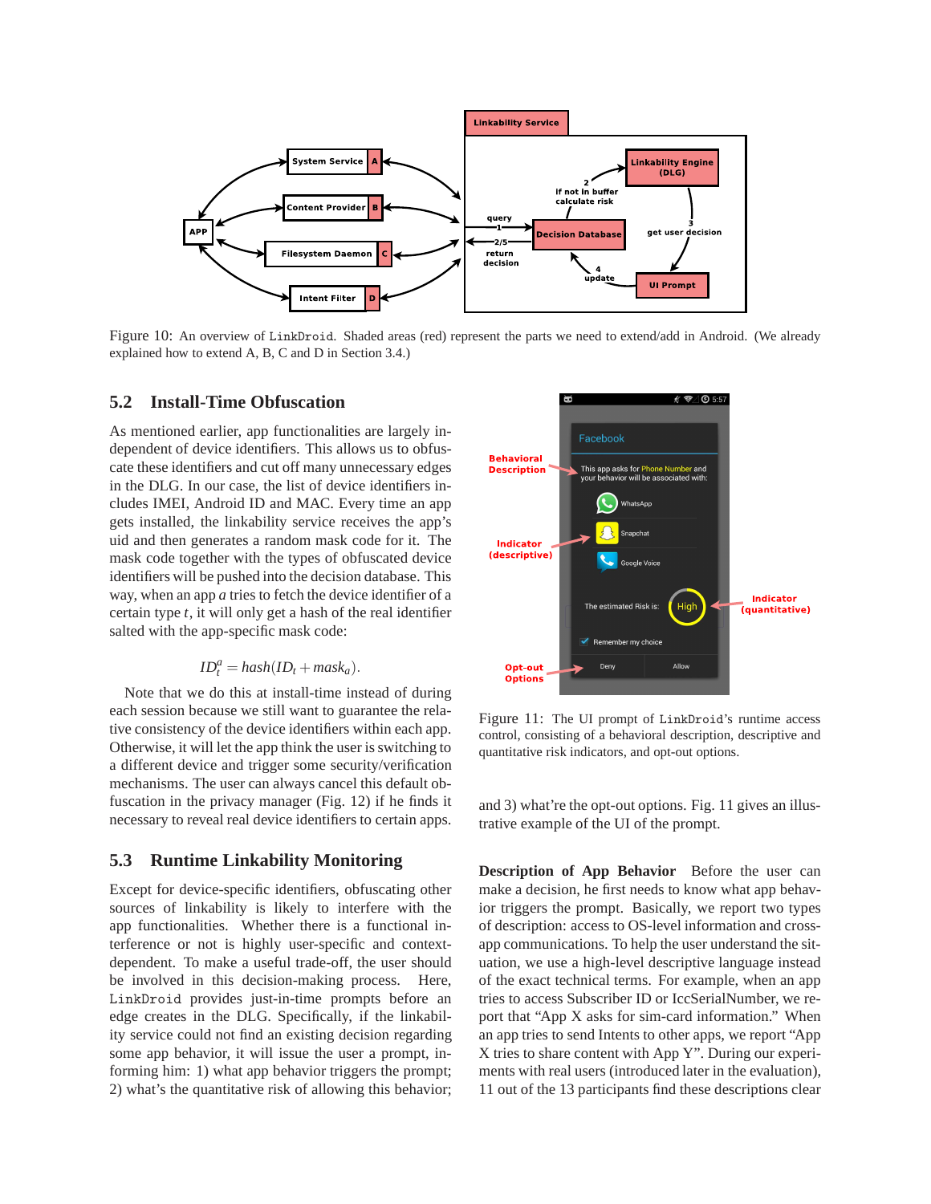Figure 10: An overview of LinkDroid. Shaded areas (red) represent the parts we need to extend/add in Android. (We already explained how to extend A, B, C and D in Section 3.4.)

## 5.2 Install-Time Obfuscation

As mentioned earlier, app functionalities are largely independent of device identifiers. This allows us to obfuscate these identifiers and cut off many unnecessary edges in the DLG. In our case, the list of device identifiers includes IMEI, Android ID and MAC. Every time an app gets installed, the linkability service receives the app's uid and then generates a random mask code for it. The mask code together with the types of obfuscated device identifiers will be pushed into the decision database. This way, when an app $a$ tries to fetch the device identifier of a certain type $t$, it will only get a hash of the real identifier salted with the app-specific mask code:

$$ID_t^a = hash(ID_t + mask_a).$$

Note that we do this at install-time instead of during each session because we still want to guarantee the relative consistency of the device identifiers within each app. Otherwise, it will let the app think the user is switching to a different device and trigger some security/verification mechanisms. The user can always cancel this default obfuscation in the privacy manager (Fig. 12) if he finds it necessary to reveal real device identifiers to certain apps.

## 5.3 Runtime Linkability Monitoring

Except for device-specific identifiers, obfuscating other sources of linkability is likely to interfere with the app functionalities. Whether there is a functional interference or not is highly user-specific and context-dependent. To make a useful trade-off, the user should be involved in this decision-making process. Here, LinkDroid provides just-in-time prompts before an edge creates in the DLG. Specifically, if the linkability service could not find an existing decision regarding some app behavior, it will issue the user a prompt, informing him: 1) what app behavior triggers the prompt; 2) what's the quantitative risk of allowing this behavior; and 3) what're the opt-out options. Fig. 11 gives an illustrative example of the UI of the prompt.

Figure 11: The UI prompt of LinkDroid's runtime access control, consisting of a behavioral description, descriptive and quantitative risk indicators, and opt-out options.

**Description of App Behavior** Before the user can make a decision, he first needs to know what app behavior triggers the prompt. Basically, we report two types of description: access to OS-level information and cross-app communications. To help the user understand the situation, we use a high-level descriptive language instead of the exact technical terms. For example, when an app tries to access Subscriber ID or IccSerialNumber, we report that "App X asks for sim-card information." When an app tries to send Intents to other apps, we report "App X tries to share content with App Y". During our experiments with real users (introduced later in the evaluation), 11 out of the 13 participants find these descriptions clear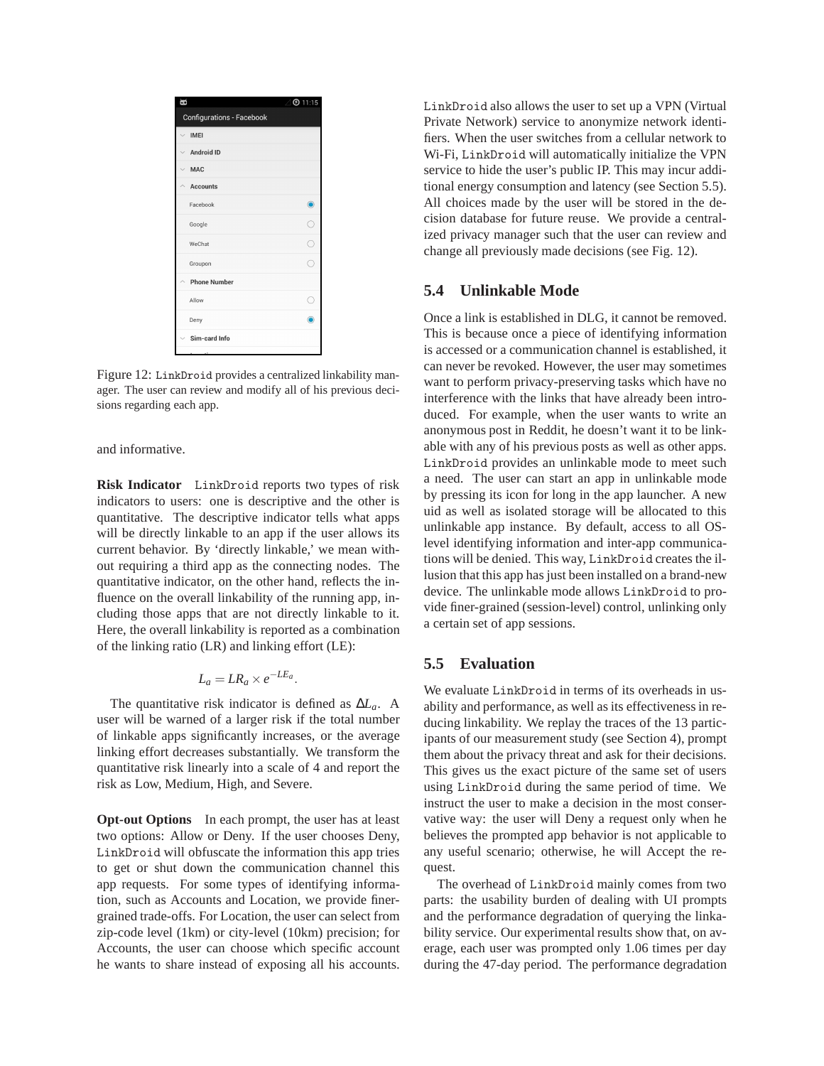Figure 12: LinkDroid provides a centralized linkability manager. The user can review and modify all of his previous decisions regarding each app.

and informative.

**Risk Indicator** LinkDroid reports two types of risk indicators to users: one is descriptive and the other is quantitative. The descriptive indicator tells what apps will be directly linkable to an app if the user allows its current behavior. By 'directly linkable,' we mean without requiring a third app as the connecting nodes. The quantitative indicator, on the other hand, reflects the influence on the overall linkability of the running app, including those apps that are not directly linkable to it. Here, the overall linkability is reported as a combination of the linking ratio (LR) and linking effort (LE):

$$L_a = LR_a \times e^{-LE_a}.$$

The quantitative risk indicator is defined as $\Delta L_a$. A user will be warned of a larger risk if the total number of linkable apps significantly increases, or the average linking effort decreases substantially. We transform the quantitative risk linearly into a scale of 4 and report the risk as Low, Medium, High, and Severe.

**Opt-out Options** In each prompt, the user has at least two options: Allow or Deny. If the user chooses Deny, LinkDroid will obfuscate the information this app tries to get or shut down the communication channel this app requests. For some types of identifying information, such as Accounts and Location, we provide finer-grained trade-offs. For Location, the user can select from zip-code level (1km) or city-level (10km) precision; for Accounts, the user can choose which specific account he wants to share instead of exposing all his accounts. LinkDroid also allows the user to set up a VPN (Virtual Private Network) service to anonymize network identifiers. When the user switches from a cellular network to Wi-Fi, LinkDroid will automatically initialize the VPN service to hide the user's public IP. This may incur additional energy consumption and latency (see Section 5.5). All choices made by the user will be stored in the decision database for future reuse. We provide a centralized privacy manager such that the user can review and change all previously made decisions (see Fig. 12).

## 5.4 Unlinkable Mode

Once a link is established in DLG, it cannot be removed. This is because once a piece of identifying information is accessed or a communication channel is established, it can never be revoked. However, the user may sometimes want to perform privacy-preserving tasks which have no interference with the links that have already been introduced. For example, when the user wants to write an anonymous post in Reddit, he doesn't want it to be linkable with any of his previous posts as well as other apps. LinkDroid provides an unlinkable mode to meet such a need. The user can start an app in unlinkable mode by pressing its icon for long in the app launcher. A new uid as well as isolated storage will be allocated to this unlinkable app instance. By default, access to all OS-level identifying information and inter-app communications will be denied. This way, LinkDroid creates the illusion that this app has just been installed on a brand-new device. The unlinkable mode allows LinkDroid to provide finer-grained (session-level) control, unlinking only a certain set of app sessions.

## 5.5 Evaluation

We evaluate LinkDroid in terms of its overheads in usability and performance, as well as its effectiveness in reducing linkability. We replay the traces of the 13 participants of our measurement study (see Section 4), prompt them about the privacy threat and ask for their decisions. This gives us the exact picture of the same set of users using LinkDroid during the same period of time. We instruct the user to make a decision in the most conservative way: the user will Deny a request only when he believes the prompted app behavior is not applicable to any useful scenario; otherwise, he will Accept the request.

The overhead of LinkDroid mainly comes from two parts: the usability burden of dealing with UI prompts and the performance degradation of querying the linkability service. Our experimental results show that, on average, each user was prompted only 1.06 times per day during the 47-day period. The performance degradation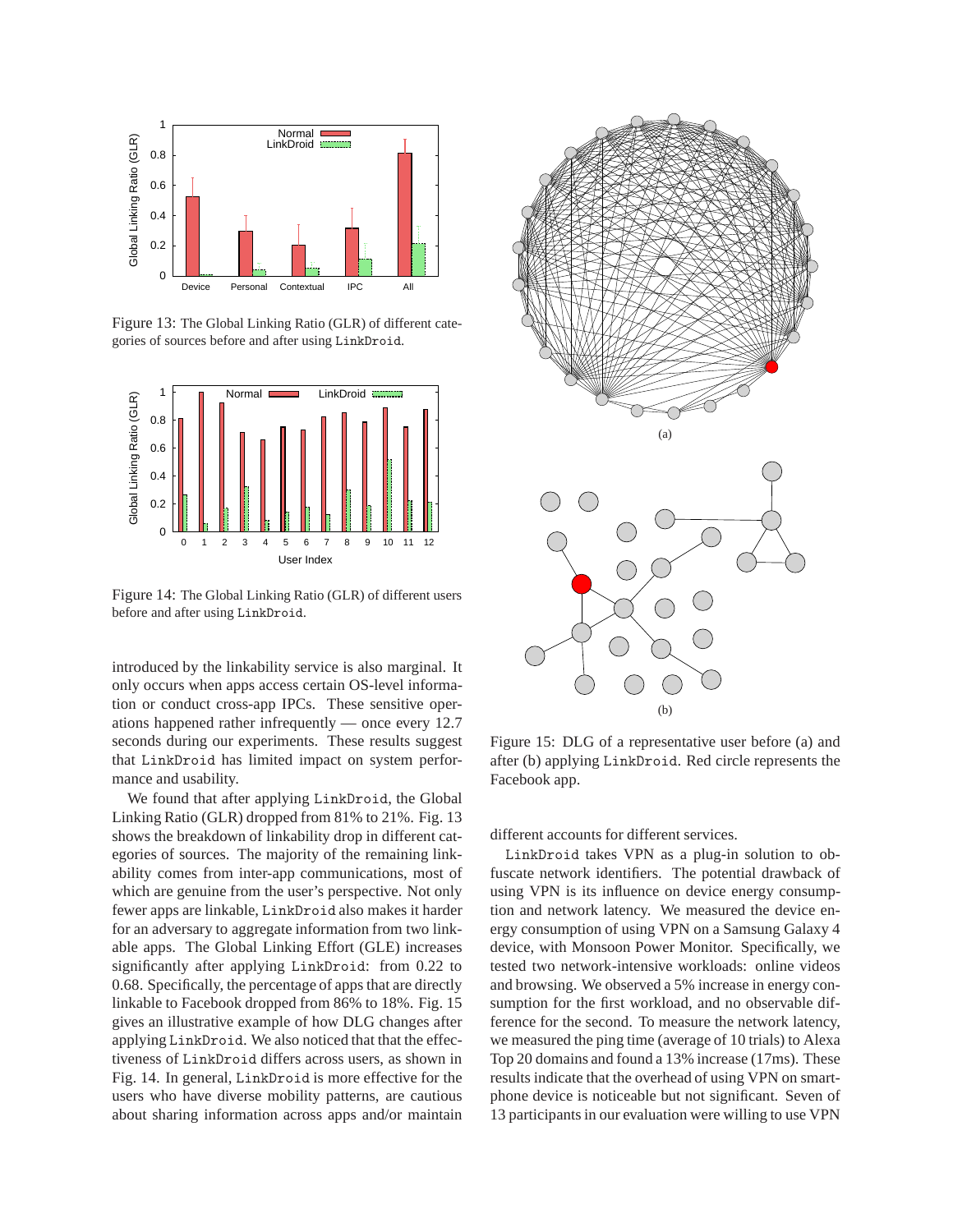Figure 13: The Global Linking Ratio (GLR) of different categories of sources before and after using LinkDroid.

Figure 14: The Global Linking Ratio (GLR) of different users before and after using LinkDroid.

introduced by the linkability service is also marginal. It only occurs when apps access certain OS-level information or conduct cross-app IPCs. These sensitive operations happened rather infrequently — once every 12.7 seconds during our experiments. These results suggest that LinkDroid has limited impact on system performance and usability.

We found that after applying LinkDroid, the Global Linking Ratio (GLR) dropped from 81% to 21%. Fig. 13 shows the breakdown of linkability drop in different categories of sources. The majority of the remaining linkability comes from inter-app communications, most of which are genuine from the user's perspective. Not only fewer apps are linkable, LinkDroid also makes it harder for an adversary to aggregate information from two linkable apps. The Global Linking Effort (GLE) increases significantly after applying LinkDroid: from 0.22 to 0.68. Specifically, the percentage of apps that are directly linkable to Facebook dropped from 86% to 18%. Fig. 15 gives an illustrative example of how DLG changes after applying LinkDroid. We also noticed that that the effectiveness of LinkDroid differs across users, as shown in Fig. 14. In general, LinkDroid is more effective for the users who have diverse mobility patterns, are cautious about sharing information across apps and/or maintain different accounts for different services.

Figure 15: DLG of a representative user before (a) and after (b) applying LinkDroid. Red circle represents the Facebook app.

LinkDroid takes VPN as a plug-in solution to obfuscate network identifiers. The potential drawback of using VPN is its influence on device energy consumption and network latency. We measured the device energy consumption of using VPN on a Samsung Galaxy 4 device, with Monsoon Power Monitor. Specifically, we tested two network-intensive workloads: online videos and browsing. We observed a 5% increase in energy consumption for the first workload, and no observable difference for the second. To measure the network latency, we measured the ping time (average of 10 trials) to Alexa Top 20 domains and found a 13% increase (17ms). These results indicate that the overhead of using VPN on smartphone device is noticeable but not significant. Seven of 13 participants in our evaluation were willing to use VPN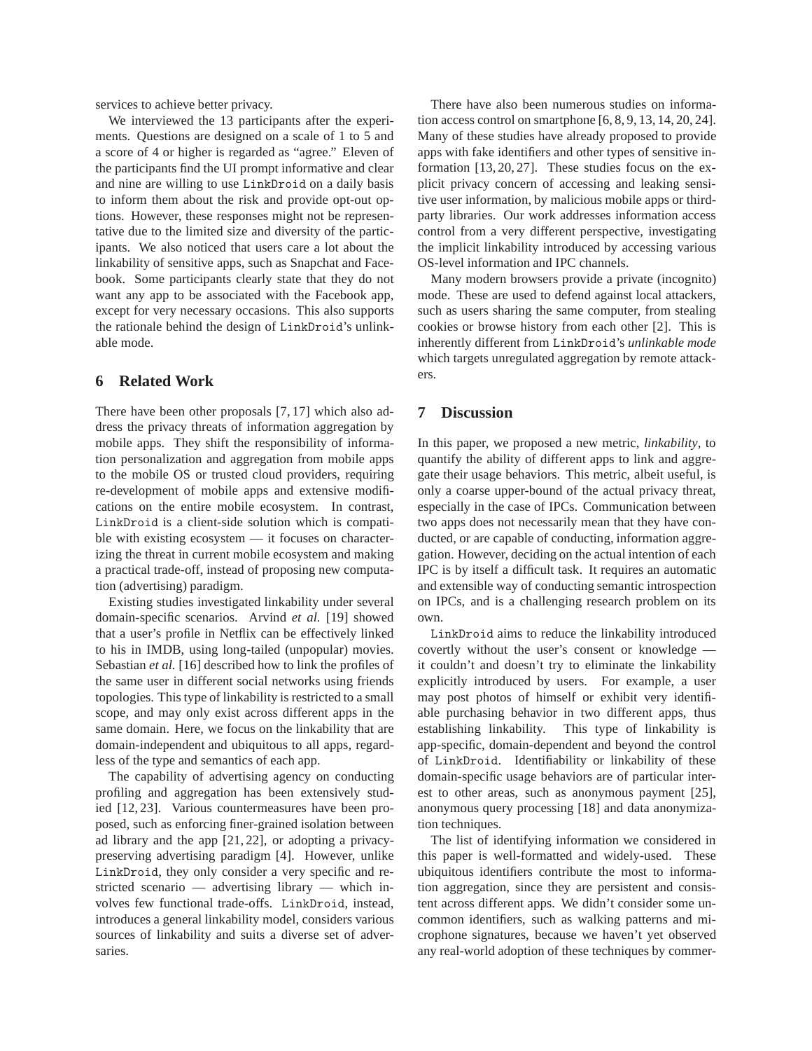services to achieve better privacy.

We interviewed the 13 participants after the experiments. Questions are designed on a scale of 1 to 5 and a score of 4 or higher is regarded as "agree." Eleven of the participants find the UI prompt informative and clear and nine are willing to use LinkDroid on a daily basis to inform them about the risk and provide opt-out options. However, these responses might not be representative due to the limited size and diversity of the participants. We also noticed that users care a lot about the linkability of sensitive apps, such as Snapchat and Facebook. Some participants clearly state that they do not want any app to be associated with the Facebook app, except for very necessary occasions. This also supports the rationale behind the design of LinkDroid's unlinkable mode.

## 6 Related Work

There have been other proposals [7, 17] which also address the privacy threats of information aggregation by mobile apps. They shift the responsibility of information personalization and aggregation from mobile apps to the mobile OS or trusted cloud providers, requiring re-development of mobile apps and extensive modifications on the entire mobile ecosystem. In contrast, LinkDroid is a client-side solution which is compatible with existing ecosystem — it focuses on characterizing the threat in current mobile ecosystem and making a practical trade-off, instead of proposing new computation (advertising) paradigm.

Existing studies investigated linkability under several domain-specific scenarios. Arvind *et al.* [19] showed that a user's profile in Netflix can be effectively linked to his in IMDB, using long-tailed (unpopular) movies. Sebastian *et al.* [16] described how to link the profiles of the same user in different social networks using friends topologies. This type of linkability is restricted to a small scope, and may only exist across different apps in the same domain. Here, we focus on the linkability that are domain-independent and ubiquitous to all apps, regardless of the type and semantics of each app.

The capability of advertising agency on conducting profiling and aggregation has been extensively studied [12, 23]. Various countermeasures have been proposed, such as enforcing finer-grained isolation between ad library and the app [21, 22], or adopting a privacy-preserving advertising paradigm [4]. However, unlike LinkDroid, they only consider a very specific and restricted scenario — advertising library — which involves few functional trade-offs. LinkDroid, instead, introduces a general linkability model, considers various sources of linkability and suits a diverse set of adversaries.

There have also been numerous studies on information access control on smartphone [6, 8, 9, 13, 14, 20, 24]. Many of these studies have already proposed to provide apps with fake identifiers and other types of sensitive information [13, 20, 27]. These studies focus on the explicit privacy concern of accessing and leaking sensitive user information, by malicious mobile apps or third-party libraries. Our work addresses information access control from a very different perspective, investigating the implicit linkability introduced by accessing various OS-level information and IPC channels.

Many modern browsers provide a private (incognito) mode. These are used to defend against local attackers, such as users sharing the same computer, from stealing cookies or browse history from each other [2]. This is inherently different from LinkDroid's *unlinkable mode* which targets unregulated aggregation by remote attackers.

## 7 Discussion

In this paper, we proposed a new metric, *linkability*, to quantify the ability of different apps to link and aggregate their usage behaviors. This metric, albeit useful, is only a coarse upper-bound of the actual privacy threat, especially in the case of IPCs. Communication between two apps does not necessarily mean that they have conducted, or are capable of conducting, information aggregation. However, deciding on the actual intention of each IPC is by itself a difficult task. It requires an automatic and extensible way of conducting semantic introspection on IPCs, and is a challenging research problem on its own.

LinkDroid aims to reduce the linkability introduced covertly without the user's consent or knowledge — it couldn't and doesn't try to eliminate the linkability explicitly introduced by users. For example, a user may post photos of himself or exhibit very identifiable purchasing behavior in two different apps, thus establishing linkability. This type of linkability is app-specific, domain-dependent and beyond the control of LinkDroid. Identifiability or linkability of these domain-specific usage behaviors are of particular interest to other areas, such as anonymous payment [25], anonymous query processing [18] and data anonymization techniques.

The list of identifying information we considered in this paper is well-formatted and widely-used. These ubiquitous identifiers contribute the most to information aggregation, since they are persistent and consistent across different apps. We didn't consider some uncommon identifiers, such as walking patterns and microphone signatures, because we haven't yet observed any real-world adoption of these techniques by commer-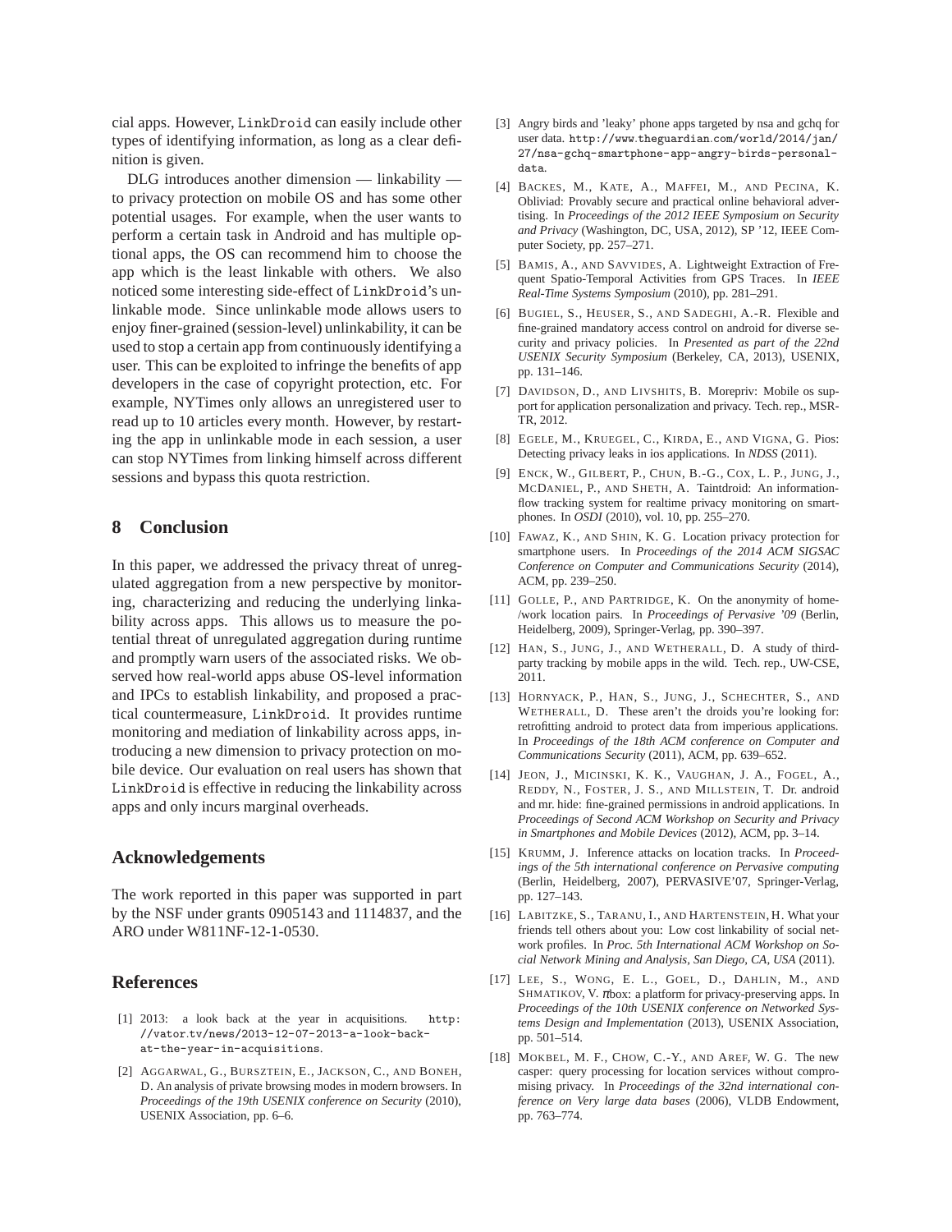cial apps. However, LinkDroid can easily include other types of identifying information, as long as a clear definition is given.

DLG introduces another dimension — linkability — to privacy protection on mobile OS and has some other potential usages. For example, when the user wants to perform a certain task in Android and has multiple optional apps, the OS can recommend him to choose the app which is the least linkable with others. We also noticed some interesting side-effect of LinkDroid's unlinkable mode. Since unlinkable mode allows users to enjoy finer-grained (session-level) unlinkability, it can be used to stop a certain app from continuously identifying a user. This can be exploited to infringe the benefits of app developers in the case of copyright protection, etc. For example, NYTimes only allows an unregistered user to read up to 10 articles every month. However, by restarting the app in unlinkable mode in each session, a user can stop NYTimes from linking himself across different sessions and bypass this quota restriction.

## 8 Conclusion

In this paper, we addressed the privacy threat of unregulated aggregation from a new perspective by monitoring, characterizing and reducing the underlying linkability across apps. This allows us to measure the potential threat of unregulated aggregation during runtime and promptly warn users of the associated risks. We observed how real-world apps abuse OS-level information and IPCs to establish linkability, and proposed a practical countermeasure, LinkDroid. It provides runtime monitoring and mediation of linkability across apps, introducing a new dimension to privacy protection on mobile device. Our evaluation on real users has shown that LinkDroid is effective in reducing the linkability across apps and only incurs marginal overheads.

## Acknowledgements

The work reported in this paper was supported in part by the NSF under grants 0905143 and 1114837, and the ARO under W811NF-12-1-0530.

## References

[1] 2013: a look back at the year in acquisitions. http://vator.tv/news/2013-12-07-2013-a-look-back-at-the-year-in-acquisitions.

[2] Aggarwal, G., Bursztein, E., Jackson, C., and Boneh, D. An analysis of private browsing modes in modern browsers. In *Proceedings of the 19th USENIX conference on Security* (2010), USENIX Association, pp. 6–6.

[3] Angry birds and 'leaky' phone apps targeted by nsa and gchq for user data. http://www.theguardian.com/world/2014/jan/27/nsa-gchq-smartphone-app-angry-birds-personal-data.

[4] Backes, M., Kate, A., Maffei, M., and Pecina, K. Obliviad: Provably secure and practical online behavioral advertising. In *Proceedings of the 2012 IEEE Symposium on Security and Privacy* (Washington, DC, USA, 2012), SP '12, IEEE Computer Society, pp. 257–271.

[5] Bamis, A., and Savvides, A. Lightweight Extraction of Frequent Spatio-Temporal Activities from GPS Traces. In *IEEE Real-Time Systems Symposium* (2010), pp. 281–291.

[6] Bugiel, S., Heuser, S., and Sadeghi, A.-R. Flexible and fine-grained mandatory access control on android for diverse security and privacy policies. In *Presented as part of the 22nd USENIX Security Symposium* (Berkeley, CA, 2013), USENIX, pp. 131–146.

[7] Davidson, D., and Livshits, B. Morepriv: Mobile os support for application personalization and privacy. Tech. rep., MSR-TR, 2012.

[8] Egele, M., Kruegel, C., Kirda, E., and Vigna, G. Pios: Detecting privacy leaks in ios applications. In *NDSS* (2011).

[9] Enck, W., Gilbert, P., Chun, B.-G., Cox, L. P., Jung, J., McDaniel, P., and Sheth, A. Taintdroid: An information-flow tracking system for realtime privacy monitoring on smartphones. In *OSDI* (2010), vol. 10, pp. 255–270.

[10] Fawaz, K., and Shin, K. G. Location privacy protection for smartphone users. In *Proceedings of the 2014 ACM SIGSAC Conference on Computer and Communications Security* (2014), ACM, pp. 239–250.

[11] Golle, P., and Partridge, K. On the anonymity of home-/work location pairs. In *Proceedings of Pervasive '09* (Berlin, Heidelberg, 2009), Springer-Verlag, pp. 390–397.

[12] Han, S., Jung, J., and Wetherall, D. A study of third-party tracking by mobile apps in the wild. Tech. rep., UW-CSE, 2011.

[13] Hornyack, P., Han, S., Jung, J., Schechter, S., and Wetherall, D. These aren't the droids you're looking for: retrofitting android to protect data from imperious applications. In *Proceedings of the 18th ACM conference on Computer and Communications Security* (2011), ACM, pp. 639–652.

[14] Jeon, J., Micinski, K. K., Vaughan, J. A., Fogel, A., Reddy, N., Foster, J. S., and Millstein, T. Dr. android and mr. hide: fine-grained permissions in android applications. In *Proceedings of Second ACM Workshop on Security and Privacy in Smartphones and Mobile Devices* (2012), ACM, pp. 3–14.

[15] Krumm, J. Inference attacks on location tracks. In *Proceedings of the 5th international conference on Pervasive computing* (Berlin, Heidelberg, 2007), PERVASIVE'07, Springer-Verlag, pp. 127–143.

[16] Labitzke, S., Taranu, I., and Hartenstein, H. What your friends tell others about you: Low cost linkability of social network profiles. In *Proc. 5th International ACM Workshop on Social Network Mining and Analysis, San Diego, CA, USA* (2011).

[17] Lee, S., Wong, E. L., Goel, D., Dahlin, M., and Shmatikov, V. $\pi$box: a platform for privacy-preserving apps. In *Proceedings of the 10th USENIX conference on Networked Systems Design and Implementation* (2013), USENIX Association, pp. 501–514.

[18] Mokbel, M. F., Chow, C.-Y., and Aref, W. G. The new casper: query processing for location services without compromising privacy. In *Proceedings of the 32nd international conference on Very large data bases* (2006), VLDB Endowment, pp. 763–774.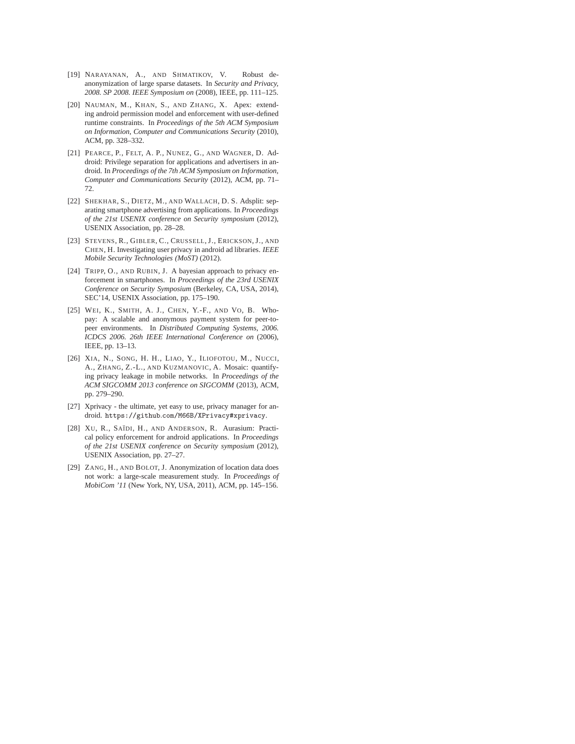[19] NARAYANAN, A., AND SHMATIKOV, V. Robust de-anonymization of large sparse datasets. In *Security and Privacy, 2008. SP 2008. IEEE Symposium on* (2008), IEEE, pp. 111–125.

[20] NAUMAN, M., KHAN, S., AND ZHANG, X. Apex: extending android permission model and enforcement with user-defined runtime constraints. In *Proceedings of the 5th ACM Symposium on Information, Computer and Communications Security* (2010), ACM, pp. 328–332.

[21] PEARCE, P., FELT, A. P., NUNEZ, G., AND WAGNER, D. Addroid: Privilege separation for applications and advertisers in android. In *Proceedings of the 7th ACM Symposium on Information, Computer and Communications Security* (2012), ACM, pp. 71–72.

[22] SHEKHAR, S., DIETZ, M., AND WALLACH, D. S. Adsplit: separating smartphone advertising from applications. In *Proceedings of the 21st USENIX conference on Security symposium* (2012), USENIX Association, pp. 28–28.

[23] STEVENS, R., GIBLER, C., CRUSSELL, J., ERICKSON, J., AND CHEN, H. Investigating user privacy in android ad libraries. *IEEE Mobile Security Technologies (MoST)* (2012).

[24] TRIPP, O., AND RUBIN, J. A bayesian approach to privacy enforcement in smartphones. In *Proceedings of the 23rd USENIX Conference on Security Symposium* (Berkeley, CA, USA, 2014), SEC'14, USENIX Association, pp. 175–190.

[25] WEI, K., SMITH, A. J., CHEN, Y.-F., AND VO, B. Whopay: A scalable and anonymous payment system for peer-to-peer environments. In *Distributed Computing Systems, 2006. ICDCS 2006. 26th IEEE International Conference on* (2006), IEEE, pp. 13–13.

[26] XIA, N., SONG, H. H., LIAO, Y., ILIOFOTOU, M., NUCCI, A., ZHANG, Z.-L., AND KUZMANOVIC, A. Mosaic: quantifying privacy leakage in mobile networks. In *Proceedings of the ACM SIGCOMM 2013 conference on SIGCOMM* (2013), ACM, pp. 279–290.

[27] Xprivacy - the ultimate, yet easy to use, privacy manager for android. `https://github.com/M66B/XPrivacy#xprivacy`.

[28] XU, R., SAÏDI, H., AND ANDERSON, R. Aurasium: Practical policy enforcement for android applications. In *Proceedings of the 21st USENIX conference on Security symposium* (2012), USENIX Association, pp. 27–27.

[29] ZANG, H., AND BOLOT, J. Anonymization of location data does not work: a large-scale measurement study. In *Proceedings of MobiCom '11* (New York, NY, USA, 2011), ACM, pp. 145–156.